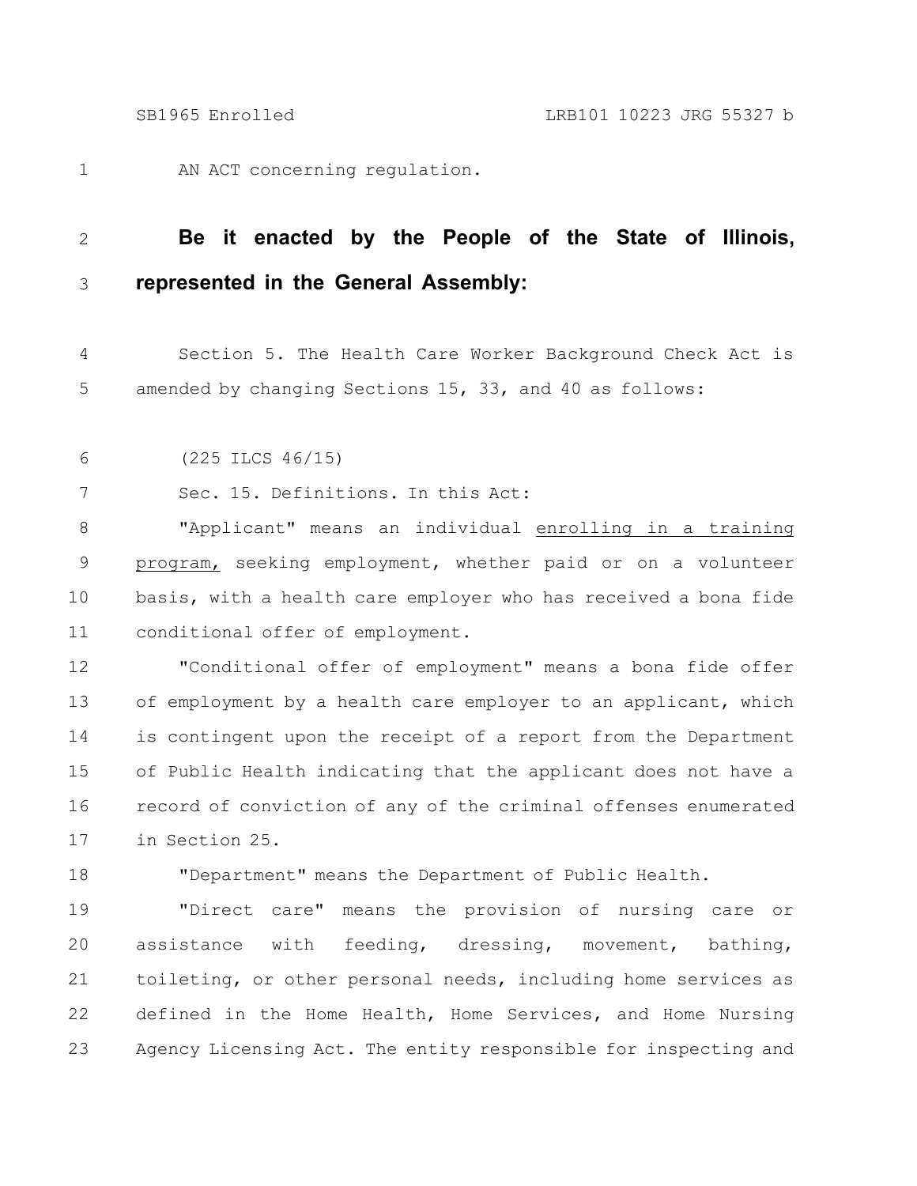AN ACT concerning regulation.

**Be it enacted by the People of the State of Illinois, represented in the General Assembly:**

Section 5. The Health Care Worker Background Check Act is amended by changing Sections 15, 33, and 40 as follows:

(225 ILCS 46/15)

Sec. 15. Definitions. In this Act:

"Applicant" means an individual <u>enrolling in a training program,</u> seeking employment, whether paid or on a volunteer basis, with a health care employer who has received a bona fide conditional offer of employment.

"Conditional offer of employment" means a bona fide offer of employment by a health care employer to an applicant, which is contingent upon the receipt of a report from the Department of Public Health indicating that the applicant does not have a record of conviction of any of the criminal offenses enumerated in Section 25.

"Department" means the Department of Public Health.

"Direct care" means the provision of nursing care or assistance with feeding, dressing, movement, bathing, toileting, or other personal needs, including home services as defined in the Home Health, Home Services, and Home Nursing Agency Licensing Act. The entity responsible for inspecting and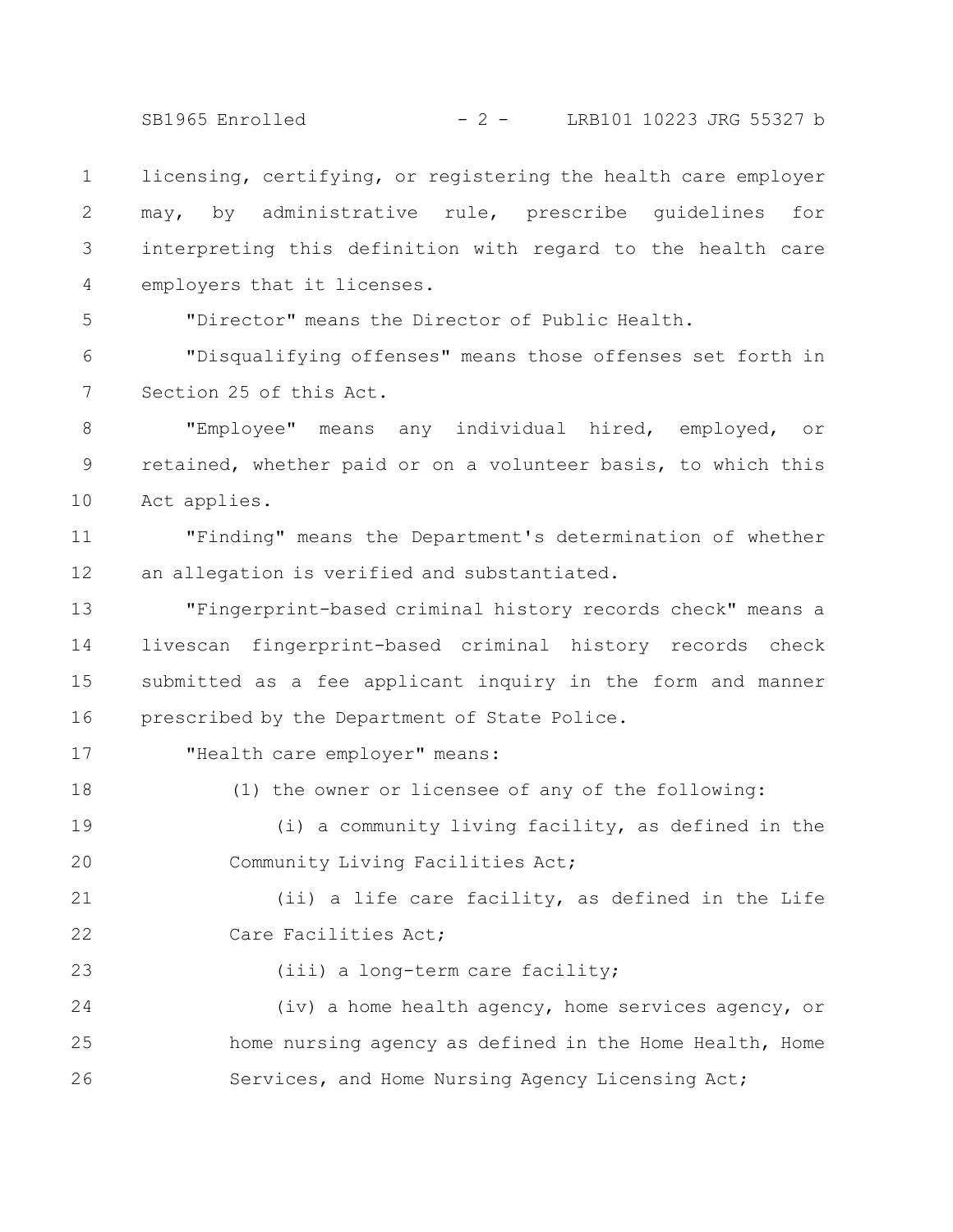licensing, certifying, or registering the health care employer may, by administrative rule, prescribe guidelines for interpreting this definition with regard to the health care employers that it licenses.

"Director" means the Director of Public Health.

"Disqualifying offenses" means those offenses set forth in Section 25 of this Act.

"Employee" means any individual hired, employed, or retained, whether paid or on a volunteer basis, to which this Act applies.

"Finding" means the Department's determination of whether an allegation is verified and substantiated.

"Fingerprint-based criminal history records check" means a livescan fingerprint-based criminal history records check submitted as a fee applicant inquiry in the form and manner prescribed by the Department of State Police.

"Health care employer" means:

(1) the owner or licensee of any of the following:

(i) a community living facility, as defined in the Community Living Facilities Act;

(ii) a life care facility, as defined in the Life Care Facilities Act;

(iii) a long-term care facility;

(iv) a home health agency, home services agency, or home nursing agency as defined in the Home Health, Home Services, and Home Nursing Agency Licensing Act;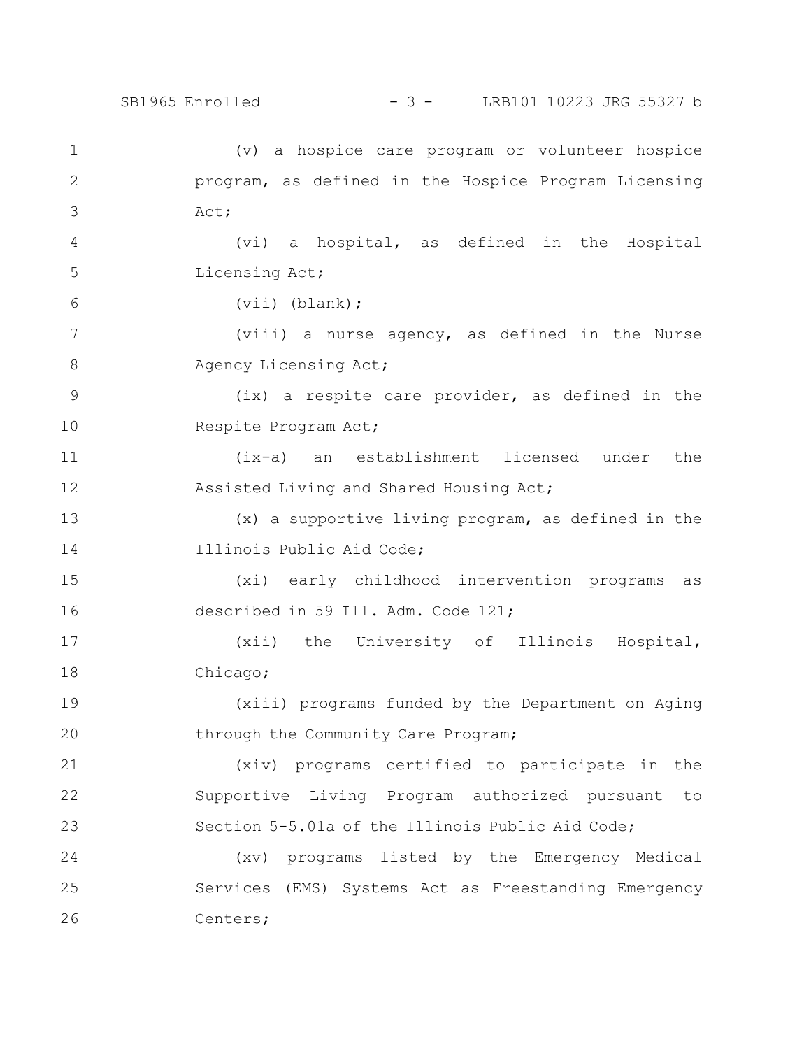(v) a hospice care program or volunteer hospice program, as defined in the Hospice Program Licensing Act;

(vi) a hospital, as defined in the Hospital Licensing Act;

(vii) (blank);

(viii) a nurse agency, as defined in the Nurse Agency Licensing Act;

(ix) a respite care provider, as defined in the Respite Program Act;

(ix-a) an establishment licensed under the Assisted Living and Shared Housing Act;

(x) a supportive living program, as defined in the Illinois Public Aid Code;

(xi) early childhood intervention programs as described in 59 Ill. Adm. Code 121;

(xii) the University of Illinois Hospital, Chicago;

(xiii) programs funded by the Department on Aging through the Community Care Program;

(xiv) programs certified to participate in the Supportive Living Program authorized pursuant to Section 5-5.01a of the Illinois Public Aid Code;

(xv) programs listed by the Emergency Medical Services (EMS) Systems Act as Freestanding Emergency Centers;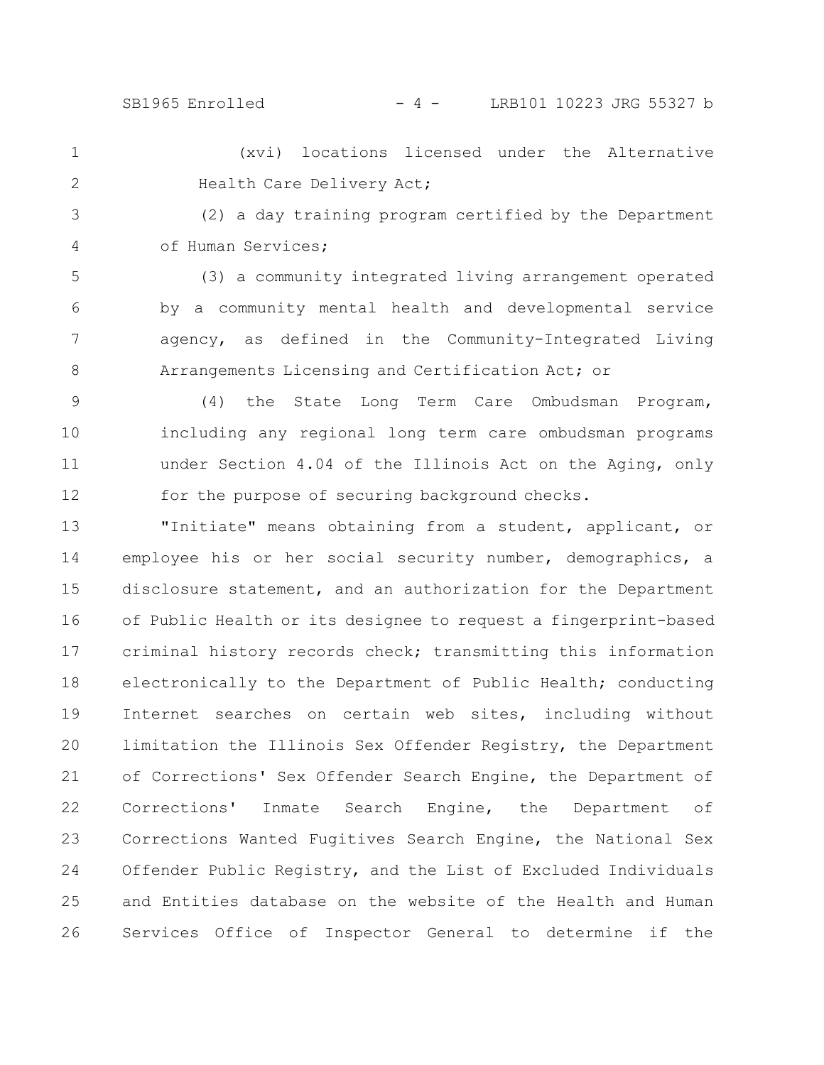(xvi) locations licensed under the Alternative Health Care Delivery Act;

(2) a day training program certified by the Department of Human Services;

(3) a community integrated living arrangement operated by a community mental health and developmental service agency, as defined in the Community-Integrated Living Arrangements Licensing and Certification Act; or

(4) the State Long Term Care Ombudsman Program, including any regional long term care ombudsman programs under Section 4.04 of the Illinois Act on the Aging, only for the purpose of securing background checks.

"Initiate" means obtaining from a student, applicant, or employee his or her social security number, demographics, a disclosure statement, and an authorization for the Department of Public Health or its designee to request a fingerprint-based criminal history records check; transmitting this information electronically to the Department of Public Health; conducting Internet searches on certain web sites, including without limitation the Illinois Sex Offender Registry, the Department of Corrections' Sex Offender Search Engine, the Department of Corrections' Inmate Search Engine, the Department of Corrections Wanted Fugitives Search Engine, the National Sex Offender Public Registry, and the List of Excluded Individuals and Entities database on the website of the Health and Human Services Office of Inspector General to determine if the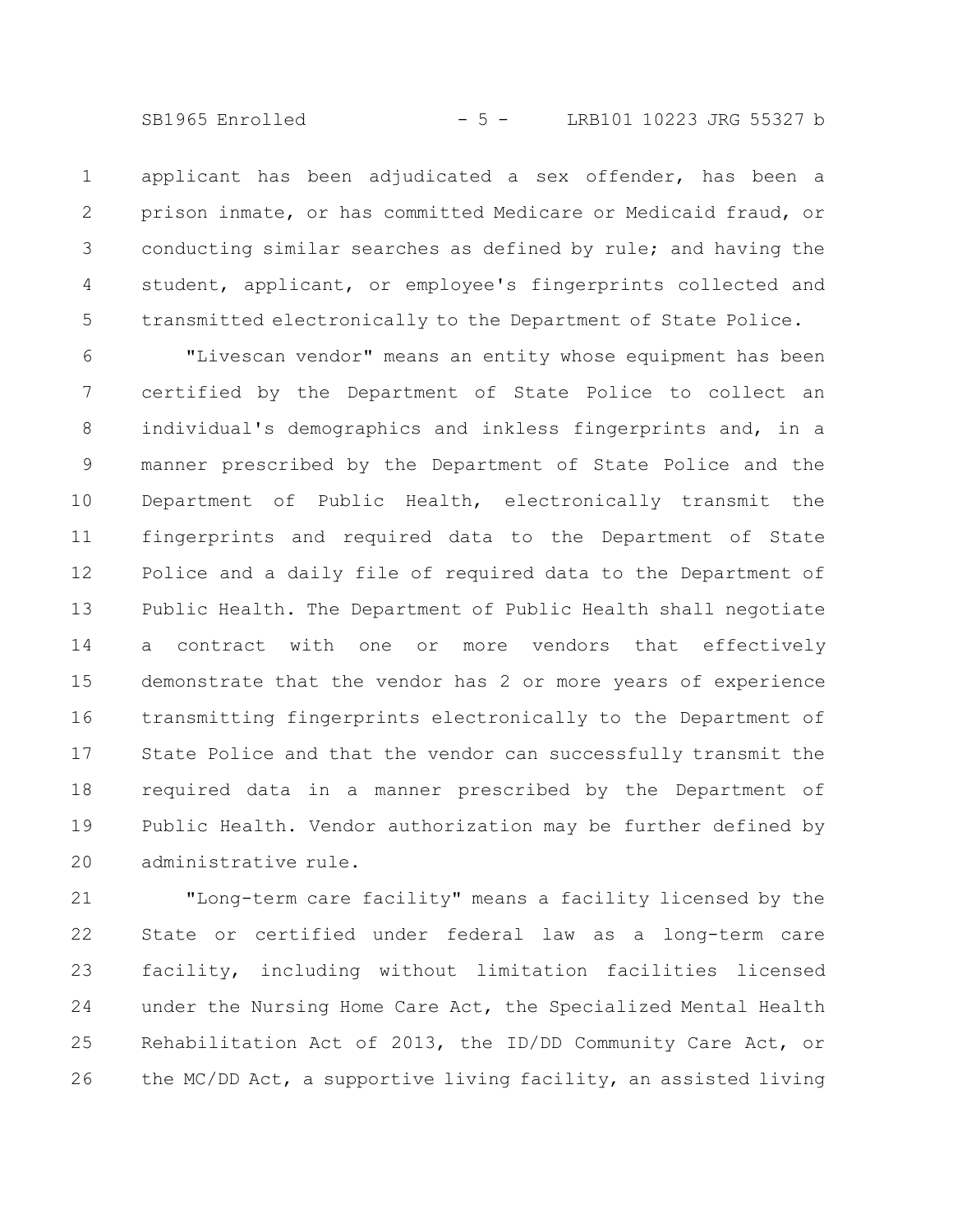applicant has been adjudicated a sex offender, has been a prison inmate, or has committed Medicare or Medicaid fraud, or conducting similar searches as defined by rule; and having the student, applicant, or employee's fingerprints collected and transmitted electronically to the Department of State Police.

"Livescan vendor" means an entity whose equipment has been certified by the Department of State Police to collect an individual's demographics and inkless fingerprints and, in a manner prescribed by the Department of State Police and the Department of Public Health, electronically transmit the fingerprints and required data to the Department of State Police and a daily file of required data to the Department of Public Health. The Department of Public Health shall negotiate a contract with one or more vendors that effectively demonstrate that the vendor has 2 or more years of experience transmitting fingerprints electronically to the Department of State Police and that the vendor can successfully transmit the required data in a manner prescribed by the Department of Public Health. Vendor authorization may be further defined by administrative rule.

"Long-term care facility" means a facility licensed by the State or certified under federal law as a long-term care facility, including without limitation facilities licensed under the Nursing Home Care Act, the Specialized Mental Health Rehabilitation Act of 2013, the ID/DD Community Care Act, or the MC/DD Act, a supportive living facility, an assisted living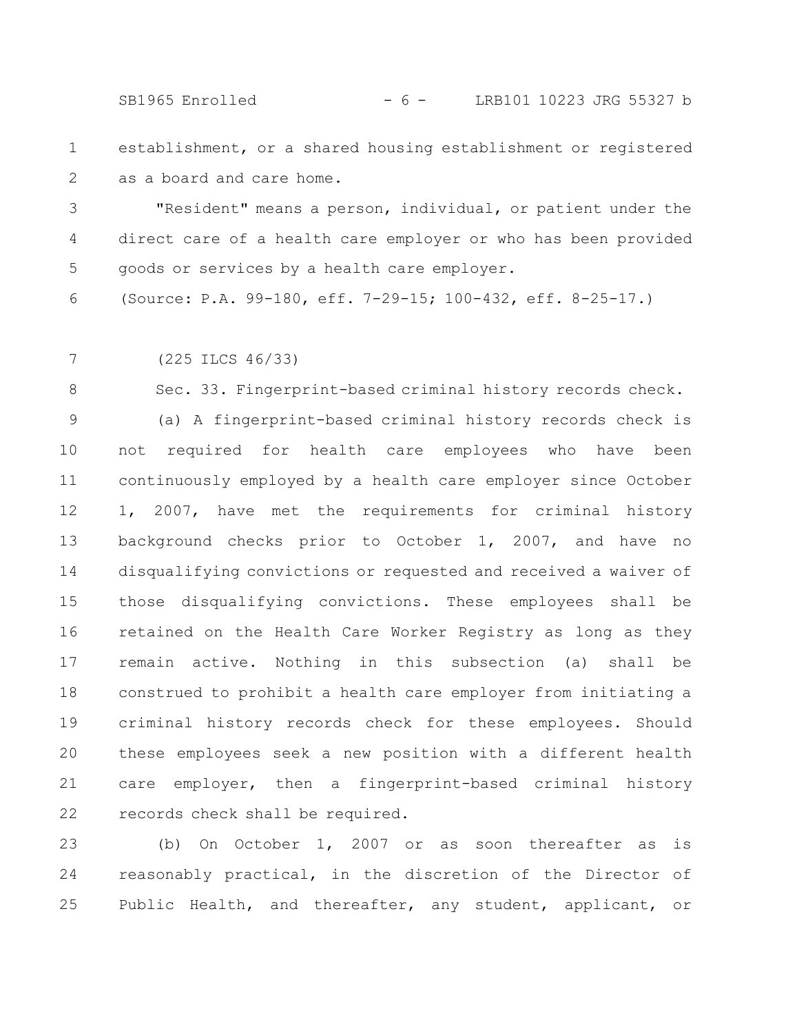establishment, or a shared housing establishment or registered as a board and care home.

"Resident" means a person, individual, or patient under the direct care of a health care employer or who has been provided goods or services by a health care employer.

(Source: P.A. 99-180, eff. 7-29-15; 100-432, eff. 8-25-17.)

(225 ILCS 46/33)

Sec. 33. Fingerprint-based criminal history records check.

(a) A fingerprint-based criminal history records check is not required for health care employees who have been continuously employed by a health care employer since October 1, 2007, have met the requirements for criminal history background checks prior to October 1, 2007, and have no disqualifying convictions or requested and received a waiver of those disqualifying convictions. These employees shall be retained on the Health Care Worker Registry as long as they remain active. Nothing in this subsection (a) shall be construed to prohibit a health care employer from initiating a criminal history records check for these employees. Should these employees seek a new position with a different health care employer, then a fingerprint-based criminal history records check shall be required.

(b) On October 1, 2007 or as soon thereafter as is reasonably practical, in the discretion of the Director of Public Health, and thereafter, any student, applicant, or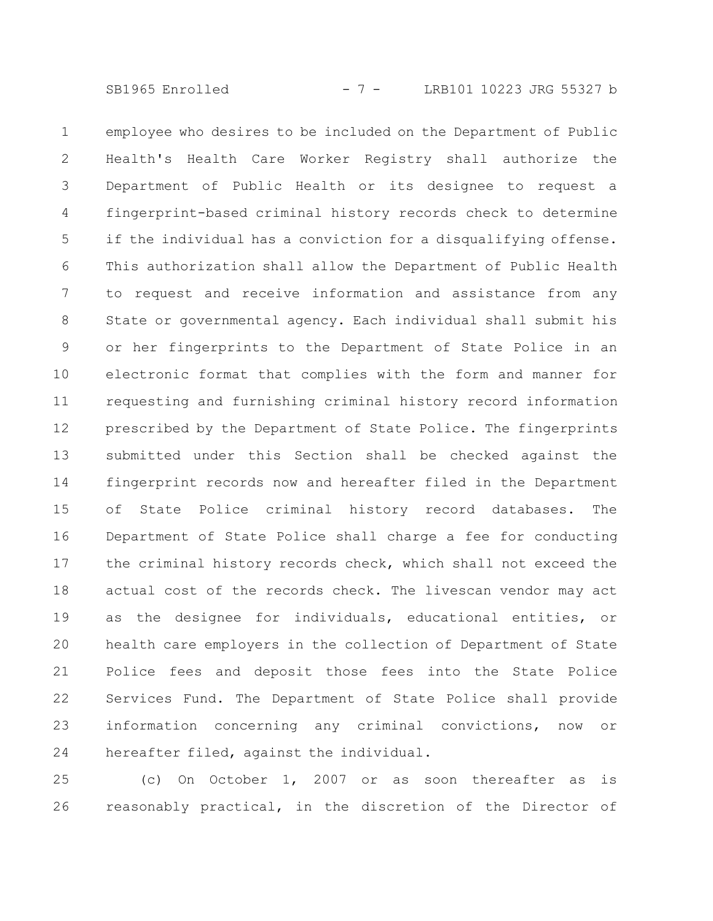employee who desires to be included on the Department of Public Health's Health Care Worker Registry shall authorize the Department of Public Health or its designee to request a fingerprint-based criminal history records check to determine if the individual has a conviction for a disqualifying offense. This authorization shall allow the Department of Public Health to request and receive information and assistance from any State or governmental agency. Each individual shall submit his or her fingerprints to the Department of State Police in an electronic format that complies with the form and manner for requesting and furnishing criminal history record information prescribed by the Department of State Police. The fingerprints submitted under this Section shall be checked against the fingerprint records now and hereafter filed in the Department of State Police criminal history record databases. The Department of State Police shall charge a fee for conducting the criminal history records check, which shall not exceed the actual cost of the records check. The livescan vendor may act as the designee for individuals, educational entities, or health care employers in the collection of Department of State Police fees and deposit those fees into the State Police Services Fund. The Department of State Police shall provide information concerning any criminal convictions, now or hereafter filed, against the individual.

(c) On October 1, 2007 or as soon thereafter as is reasonably practical, in the discretion of the Director of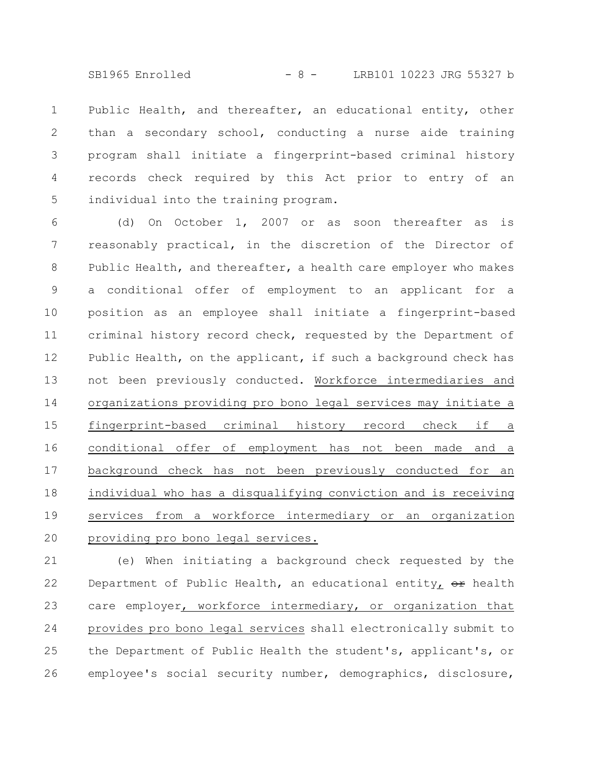Public Health, and thereafter, an educational entity, other than a secondary school, conducting a nurse aide training program shall initiate a fingerprint-based criminal history records check required by this Act prior to entry of an individual into the training program.

(d) On October 1, 2007 or as soon thereafter as is reasonably practical, in the discretion of the Director of Public Health, and thereafter, a health care employer who makes a conditional offer of employment to an applicant for a position as an employee shall initiate a fingerprint-based criminal history record check, requested by the Department of Public Health, on the applicant, if such a background check has not been previously conducted. Workforce intermediaries and organizations providing pro bono legal services may initiate a fingerprint-based criminal history record check if a conditional offer of employment has not been made and a background check has not been previously conducted for an individual who has a disqualifying conviction and is receiving services from a workforce intermediary or an organization providing pro bono legal services.

(e) When initiating a background check requested by the Department of Public Health, an educational entity, ~~or~~ health care employer, workforce intermediary, or organization that provides pro bono legal services shall electronically submit to the Department of Public Health the student's, applicant's, or employee's social security number, demographics, disclosure,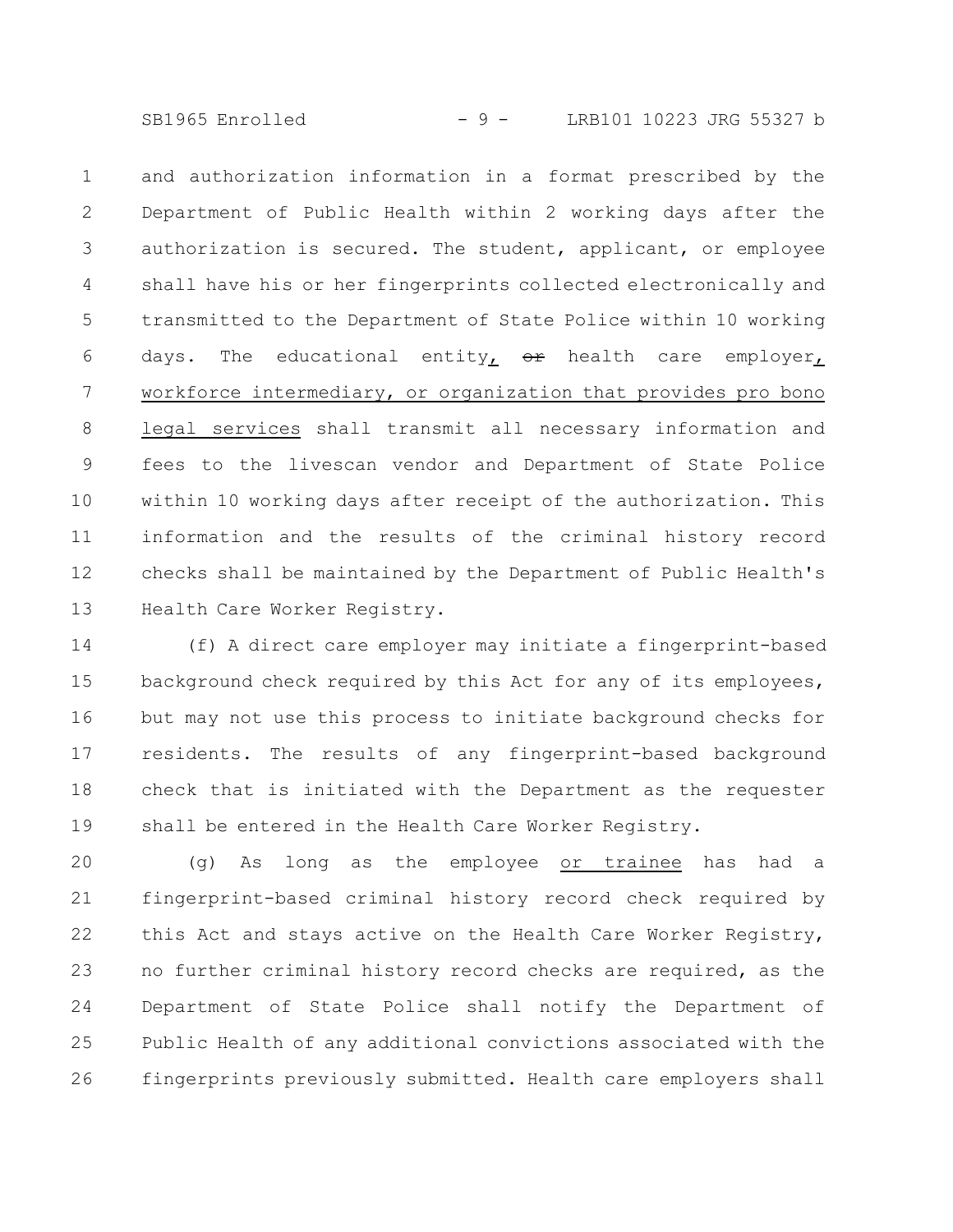and authorization information in a format prescribed by the Department of Public Health within 2 working days after the authorization is secured. The student, applicant, or employee shall have his or her fingerprints collected electronically and transmitted to the Department of State Police within 10 working days. The educational entity, ~~or~~ health care employer, workforce intermediary, or organization that provides pro bono legal services shall transmit all necessary information and fees to the livescan vendor and Department of State Police within 10 working days after receipt of the authorization. This information and the results of the criminal history record checks shall be maintained by the Department of Public Health's Health Care Worker Registry.

(f) A direct care employer may initiate a fingerprint-based background check required by this Act for any of its employees, but may not use this process to initiate background checks for residents. The results of any fingerprint-based background check that is initiated with the Department as the requester shall be entered in the Health Care Worker Registry.

(g) As long as the employee or trainee has had a fingerprint-based criminal history record check required by this Act and stays active on the Health Care Worker Registry, no further criminal history record checks are required, as the Department of State Police shall notify the Department of Public Health of any additional convictions associated with the fingerprints previously submitted. Health care employers shall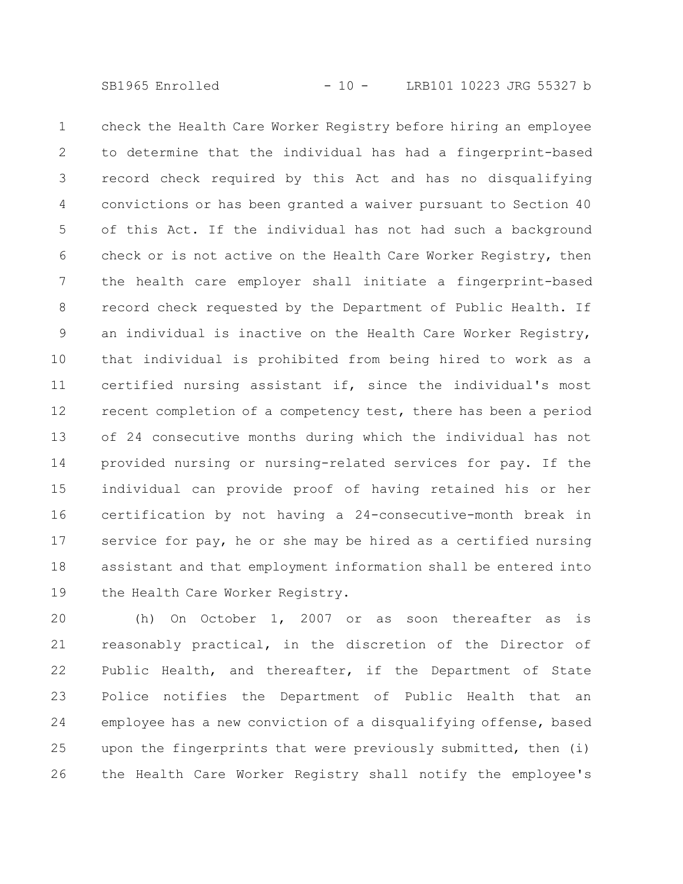check the Health Care Worker Registry before hiring an employee to determine that the individual has had a fingerprint-based record check required by this Act and has no disqualifying convictions or has been granted a waiver pursuant to Section 40 of this Act. If the individual has not had such a background check or is not active on the Health Care Worker Registry, then the health care employer shall initiate a fingerprint-based record check requested by the Department of Public Health. If an individual is inactive on the Health Care Worker Registry, that individual is prohibited from being hired to work as a certified nursing assistant if, since the individual's most recent completion of a competency test, there has been a period of 24 consecutive months during which the individual has not provided nursing or nursing-related services for pay. If the individual can provide proof of having retained his or her certification by not having a 24-consecutive-month break in service for pay, he or she may be hired as a certified nursing assistant and that employment information shall be entered into the Health Care Worker Registry.

(h) On October 1, 2007 or as soon thereafter as is reasonably practical, in the discretion of the Director of Public Health, and thereafter, if the Department of State Police notifies the Department of Public Health that an employee has a new conviction of a disqualifying offense, based upon the fingerprints that were previously submitted, then (i) the Health Care Worker Registry shall notify the employee's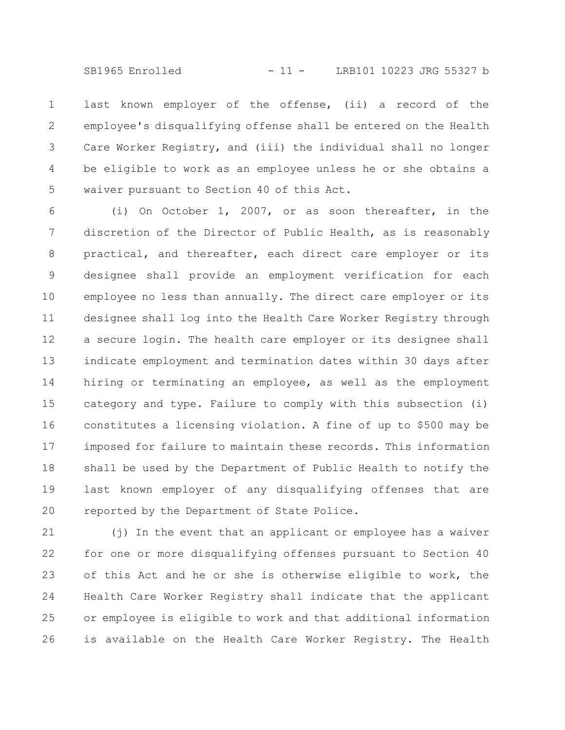last known employer of the offense, (ii) a record of the employee's disqualifying offense shall be entered on the Health Care Worker Registry, and (iii) the individual shall no longer be eligible to work as an employee unless he or she obtains a waiver pursuant to Section 40 of this Act.

(i) On October 1, 2007, or as soon thereafter, in the discretion of the Director of Public Health, as is reasonably practical, and thereafter, each direct care employer or its designee shall provide an employment verification for each employee no less than annually. The direct care employer or its designee shall log into the Health Care Worker Registry through a secure login. The health care employer or its designee shall indicate employment and termination dates within 30 days after hiring or terminating an employee, as well as the employment category and type. Failure to comply with this subsection (i) constitutes a licensing violation. A fine of up to $500 may be imposed for failure to maintain these records. This information shall be used by the Department of Public Health to notify the last known employer of any disqualifying offenses that are reported by the Department of State Police.

(j) In the event that an applicant or employee has a waiver for one or more disqualifying offenses pursuant to Section 40 of this Act and he or she is otherwise eligible to work, the Health Care Worker Registry shall indicate that the applicant or employee is eligible to work and that additional information is available on the Health Care Worker Registry. The Health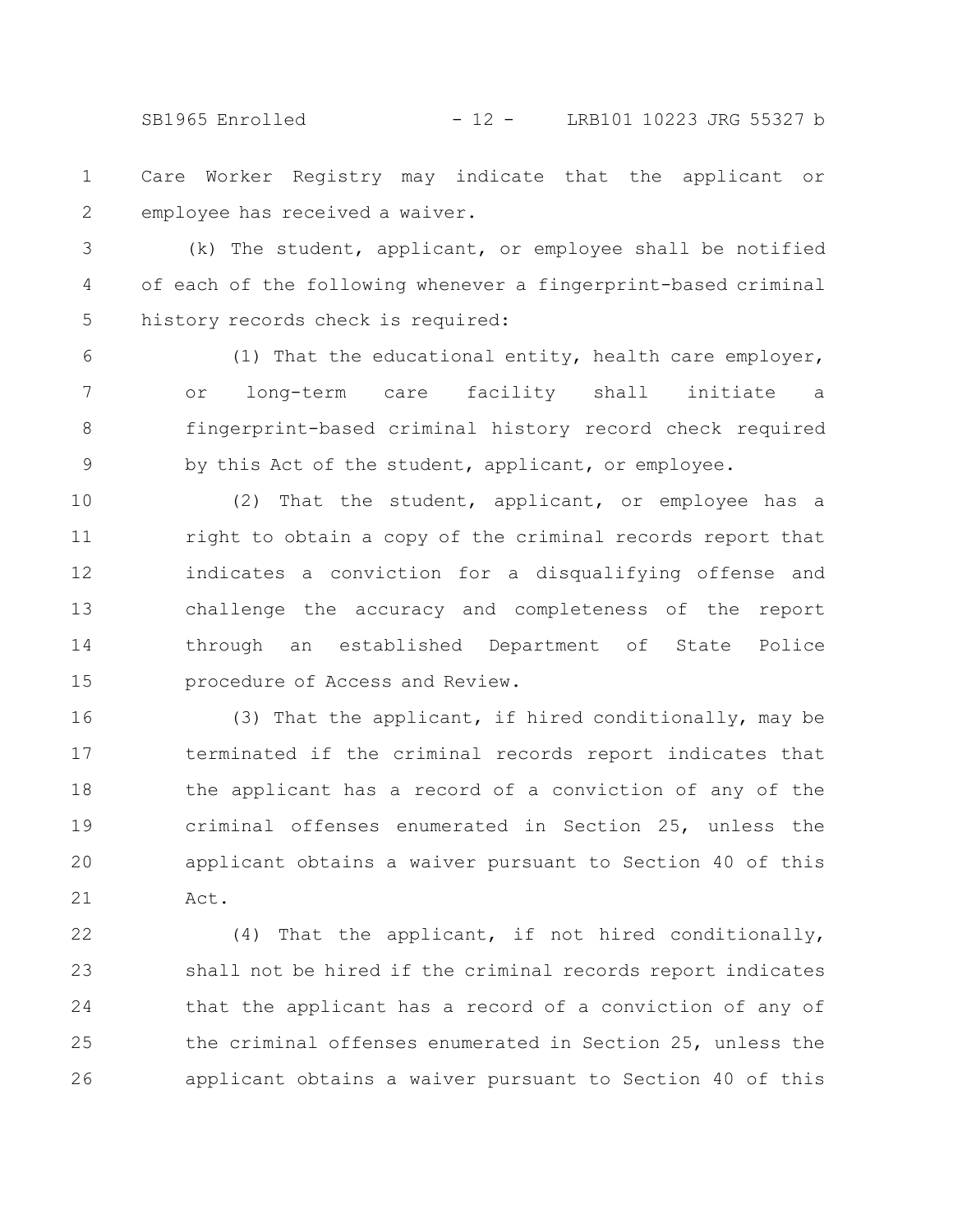Care Worker Registry may indicate that the applicant or employee has received a waiver.

(k) The student, applicant, or employee shall be notified of each of the following whenever a fingerprint-based criminal history records check is required:

(1) That the educational entity, health care employer, or long-term care facility shall initiate a fingerprint-based criminal history record check required by this Act of the student, applicant, or employee.

(2) That the student, applicant, or employee has a right to obtain a copy of the criminal records report that indicates a conviction for a disqualifying offense and challenge the accuracy and completeness of the report through an established Department of State Police procedure of Access and Review.

(3) That the applicant, if hired conditionally, may be terminated if the criminal records report indicates that the applicant has a record of a conviction of any of the criminal offenses enumerated in Section 25, unless the applicant obtains a waiver pursuant to Section 40 of this Act.

(4) That the applicant, if not hired conditionally, shall not be hired if the criminal records report indicates that the applicant has a record of a conviction of any of the criminal offenses enumerated in Section 25, unless the applicant obtains a waiver pursuant to Section 40 of this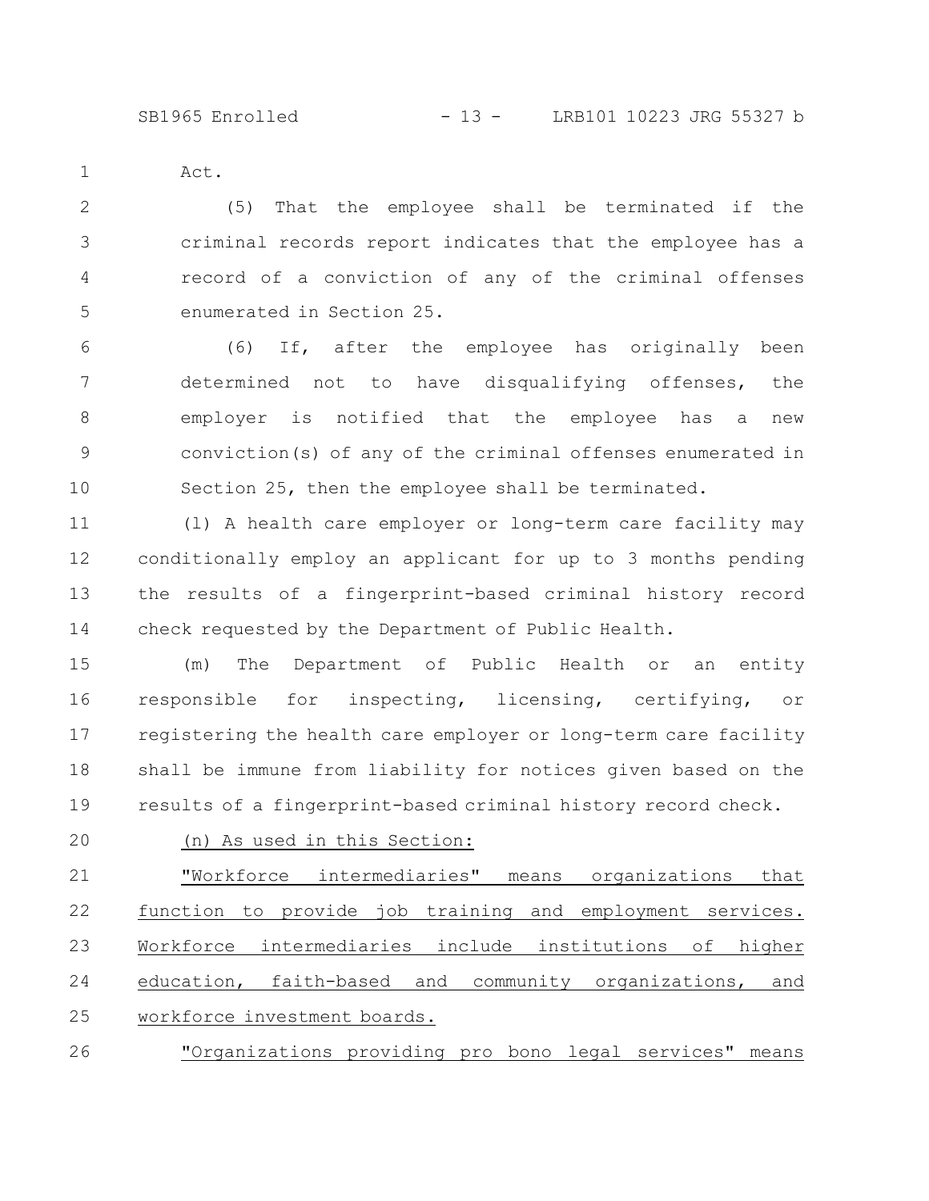Act.

(5) That the employee shall be terminated if the criminal records report indicates that the employee has a record of a conviction of any of the criminal offenses enumerated in Section 25.

(6) If, after the employee has originally been determined not to have disqualifying offenses, the employer is notified that the employee has a new conviction(s) of any of the criminal offenses enumerated in Section 25, then the employee shall be terminated.

(l) A health care employer or long-term care facility may conditionally employ an applicant for up to 3 months pending the results of a fingerprint-based criminal history record check requested by the Department of Public Health.

(m) The Department of Public Health or an entity responsible for inspecting, licensing, certifying, or registering the health care employer or long-term care facility shall be immune from liability for notices given based on the results of a fingerprint-based criminal history record check.

<u>(n) As used in this Section:</u>

<u>"Workforce intermediaries" means organizations that function to provide job training and employment services. Workforce intermediaries include institutions of higher education, faith-based and community organizations, and workforce investment boards.</u>

<u>"Organizations providing pro bono legal services" means</u>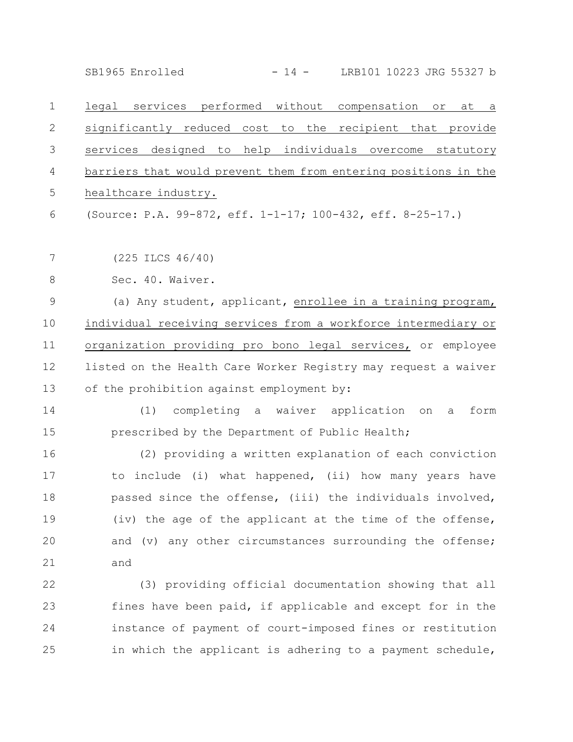legal services performed without compensation or at a significantly reduced cost to the recipient that provide services designed to help individuals overcome statutory barriers that would prevent them from entering positions in the healthcare industry.

(Source: P.A. 99-872, eff. 1-1-17; 100-432, eff. 8-25-17.)

(225 ILCS 46/40)

Sec. 40. Waiver.

(a) Any student, applicant, enrollee in a training program, individual receiving services from a workforce intermediary or organization providing pro bono legal services, or employee listed on the Health Care Worker Registry may request a waiver of the prohibition against employment by:

(1) completing a waiver application on a form prescribed by the Department of Public Health;

(2) providing a written explanation of each conviction to include (i) what happened, (ii) how many years have passed since the offense, (iii) the individuals involved, (iv) the age of the applicant at the time of the offense, and (v) any other circumstances surrounding the offense; and

(3) providing official documentation showing that all fines have been paid, if applicable and except for in the instance of payment of court-imposed fines or restitution in which the applicant is adhering to a payment schedule,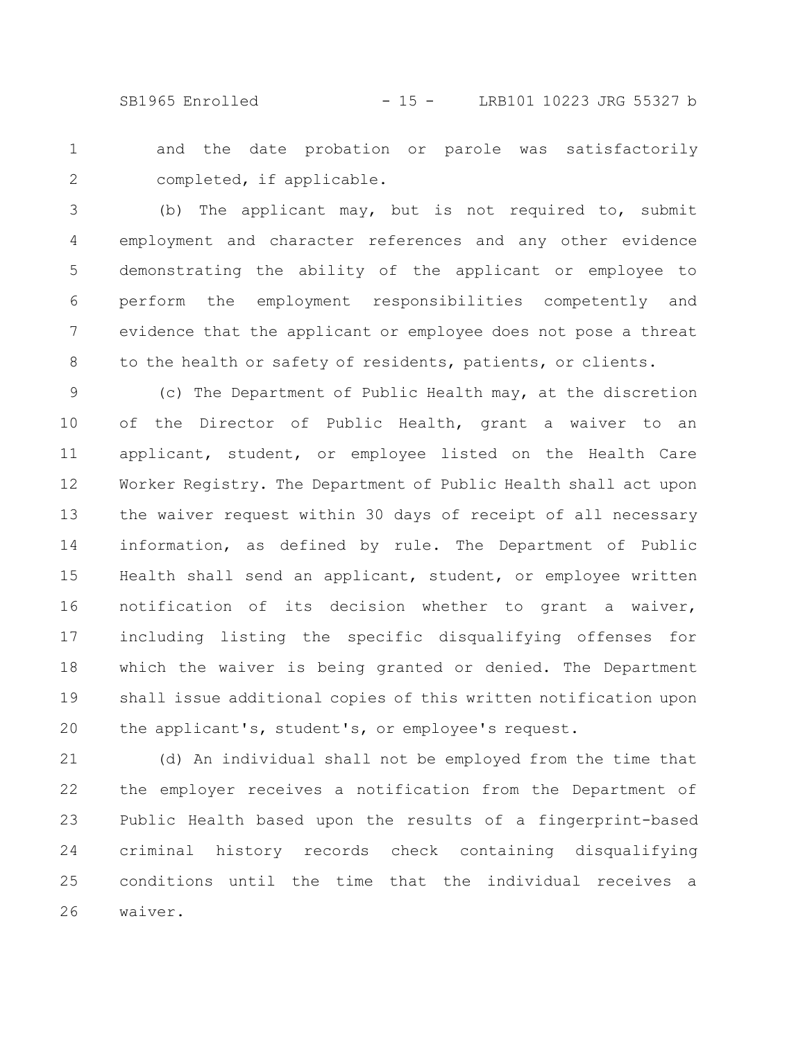and the date probation or parole was satisfactorily completed, if applicable.

(b) The applicant may, but is not required to, submit employment and character references and any other evidence demonstrating the ability of the applicant or employee to perform the employment responsibilities competently and evidence that the applicant or employee does not pose a threat to the health or safety of residents, patients, or clients.

(c) The Department of Public Health may, at the discretion of the Director of Public Health, grant a waiver to an applicant, student, or employee listed on the Health Care Worker Registry. The Department of Public Health shall act upon the waiver request within 30 days of receipt of all necessary information, as defined by rule. The Department of Public Health shall send an applicant, student, or employee written notification of its decision whether to grant a waiver, including listing the specific disqualifying offenses for which the waiver is being granted or denied. The Department shall issue additional copies of this written notification upon the applicant's, student's, or employee's request.

(d) An individual shall not be employed from the time that the employer receives a notification from the Department of Public Health based upon the results of a fingerprint-based criminal history records check containing disqualifying conditions until the time that the individual receives a waiver.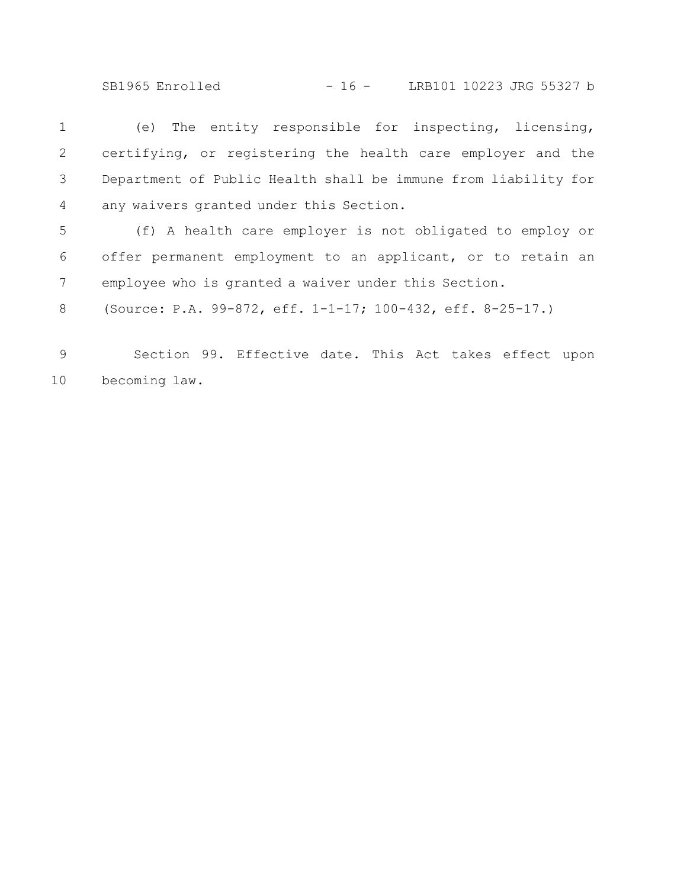(e) The entity responsible for inspecting, licensing, certifying, or registering the health care employer and the Department of Public Health shall be immune from liability for any waivers granted under this Section.

(f) A health care employer is not obligated to employ or offer permanent employment to an applicant, or to retain an employee who is granted a waiver under this Section.

(Source: P.A. 99-872, eff. 1-1-17; 100-432, eff. 8-25-17.)

Section 99. Effective date. This Act takes effect upon becoming law.